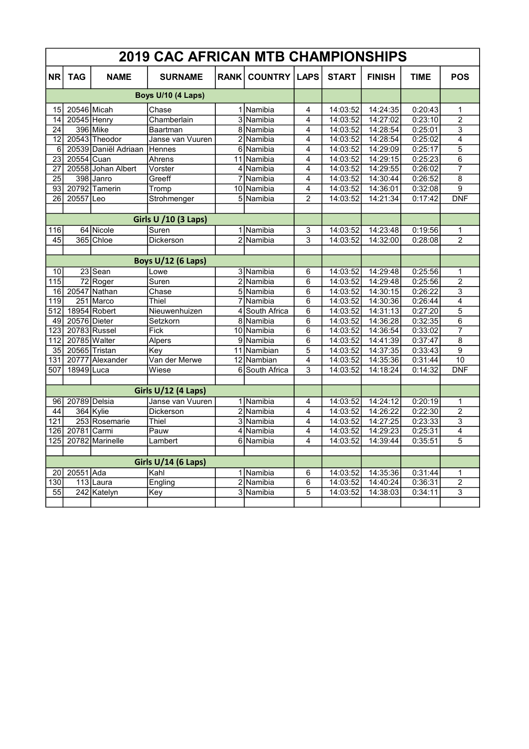| 2019 CAC AFRICAN MTB CHAMPIONSHIPS | | | | | | | | | | |
|---|---|---|---|---|---|---|---|---|---|---|
| NR | TAG | NAME | SURNAME | RANK | COUNTRY | LAPS | START | FINISH | TIME | POS |
| **Boys U/10 (4 Laps)** | | | | | | | | | | |
| 15 | 20546 | Micah | Chase | 1 | Namibia | 4 | 14:03:52 | 14:24:35 | 0:20:43 | 1 |
| 14 | 20545 | Henry | Chamberlain | 3 | Namibia | 4 | 14:03:52 | 14:27:02 | 0:23:10 | 2 |
| 24 | 396 | Mike | Baartman | 8 | Namibia | 4 | 14:03:52 | 14:28:54 | 0:25:01 | 3 |
| 12 | 20543 | Theodor | Janse van Vuuren | 2 | Namibia | 4 | 14:03:52 | 14:28:54 | 0:25:02 | 4 |
| 6 | 20539 | Daniël Adriaan | Hennes | 6 | Namibia | 4 | 14:03:52 | 14:29:09 | 0:25:17 | 5 |
| 23 | 20554 | Cuan | Ahrens | 11 | Namibia | 4 | 14:03:52 | 14:29:15 | 0:25:23 | 6 |
| 27 | 20558 | Johan Albert | Vorster | 4 | Namibia | 4 | 14:03:52 | 14:29:55 | 0:26:02 | 7 |
| 25 | 398 | Janro | Greeff | 7 | Namibia | 4 | 14:03:52 | 14:30:44 | 0:26:52 | 8 |
| 93 | 20792 | Tamerin | Tromp | 10 | Namibia | 4 | 14:03:52 | 14:36:01 | 0:32:08 | 9 |
| 26 | 20557 | Leo | Strohmenger | 5 | Namibia | 2 | 14:03:52 | 14:21:34 | 0:17:42 | DNF |
| | | | | | | | | | | |
| **Girls U /10 (3 Laps)** | | | | | | | | | | |
| 116 | 64 | Nicole | Suren | 1 | Namibia | 3 | 14:03:52 | 14:23:48 | 0:19:56 | 1 |
| 45 | 365 | Chloe | Dickerson | 2 | Namibia | 3 | 14:03:52 | 14:32:00 | 0:28:08 | 2 |
| | | | | | | | | | | |
| **Boys U/12 (6 Laps)** | | | | | | | | | | |
| 10 | 23 | Sean | Lowe | 3 | Namibia | 6 | 14:03:52 | 14:29:48 | 0:25:56 | 1 |
| 115 | 72 | Roger | Suren | 2 | Namibia | 6 | 14:03:52 | 14:29:48 | 0:25:56 | 2 |
| 16 | 20547 | Nathan | Chase | 5 | Namibia | 6 | 14:03:52 | 14:30:15 | 0:26:22 | 3 |
| 119 | 251 | Marco | Thiel | 7 | Namibia | 6 | 14:03:52 | 14:30:36 | 0:26:44 | 4 |
| 512 | 18954 | Robert | Nieuwenhuizen | 4 | South Africa | 6 | 14:03:52 | 14:31:13 | 0:27:20 | 5 |
| 49 | 20576 | Dieter | Setzkorn | 8 | Namibia | 6 | 14:03:52 | 14:36:28 | 0:32:35 | 6 |
| 123 | 20783 | Russel | Fick | 10 | Namibia | 6 | 14:03:52 | 14:36:54 | 0:33:02 | 7 |
| 112 | 20785 | Walter | Alpers | 9 | Namibia | 6 | 14:03:52 | 14:41:39 | 0:37:47 | 8 |
| 35 | 20565 | Tristan | Key | 11 | Namibian | 5 | 14:03:52 | 14:37:35 | 0:33:43 | 9 |
| 131 | 20777 | Alexander | Van der Merwe | 12 | Nambian | 4 | 14:03:52 | 14:35:36 | 0:31:44 | 10 |
| 507 | 18949 | Luca | Wiese | 6 | South Africa | 3 | 14:03:52 | 14:18:24 | 0:14:32 | DNF |
| | | | | | | | | | | |
| **Girls U/12 (4 Laps)** | | | | | | | | | | |
| 96 | 20789 | Delsia | Janse van Vuuren | 1 | Namibia | 4 | 14:03:52 | 14:24:12 | 0:20:19 | 1 |
| 44 | 364 | Kylie | Dickerson | 2 | Namibia | 4 | 14:03:52 | 14:26:22 | 0:22:30 | 2 |
| 121 | 253 | Rosemarie | Thiel | 3 | Namibia | 4 | 14:03:52 | 14:27:25 | 0:23:33 | 3 |
| 126 | 20781 | Carmi | Pauw | 4 | Namibia | 4 | 14:03:52 | 14:29:23 | 0:25:31 | 4 |
| 125 | 20782 | Marinelle | Lambert | 6 | Namibia | 4 | 14:03:52 | 14:39:44 | 0:35:51 | 5 |
| | | | | | | | | | | |
| **Girls U/14 (6 Laps)** | | | | | | | | | | |
| 20 | 20551 | Ada | Kahl | 1 | Namibia | 6 | 14:03:52 | 14:35:36 | 0:31:44 | 1 |
| 130 | 113 | Laura | Engling | 2 | Namibia | 6 | 14:03:52 | 14:40:24 | 0:36:31 | 2 |
| 55 | 242 | Katelyn | Key | 3 | Namibia | 5 | 14:03:52 | 14:38:03 | 0:34:11 | 3 |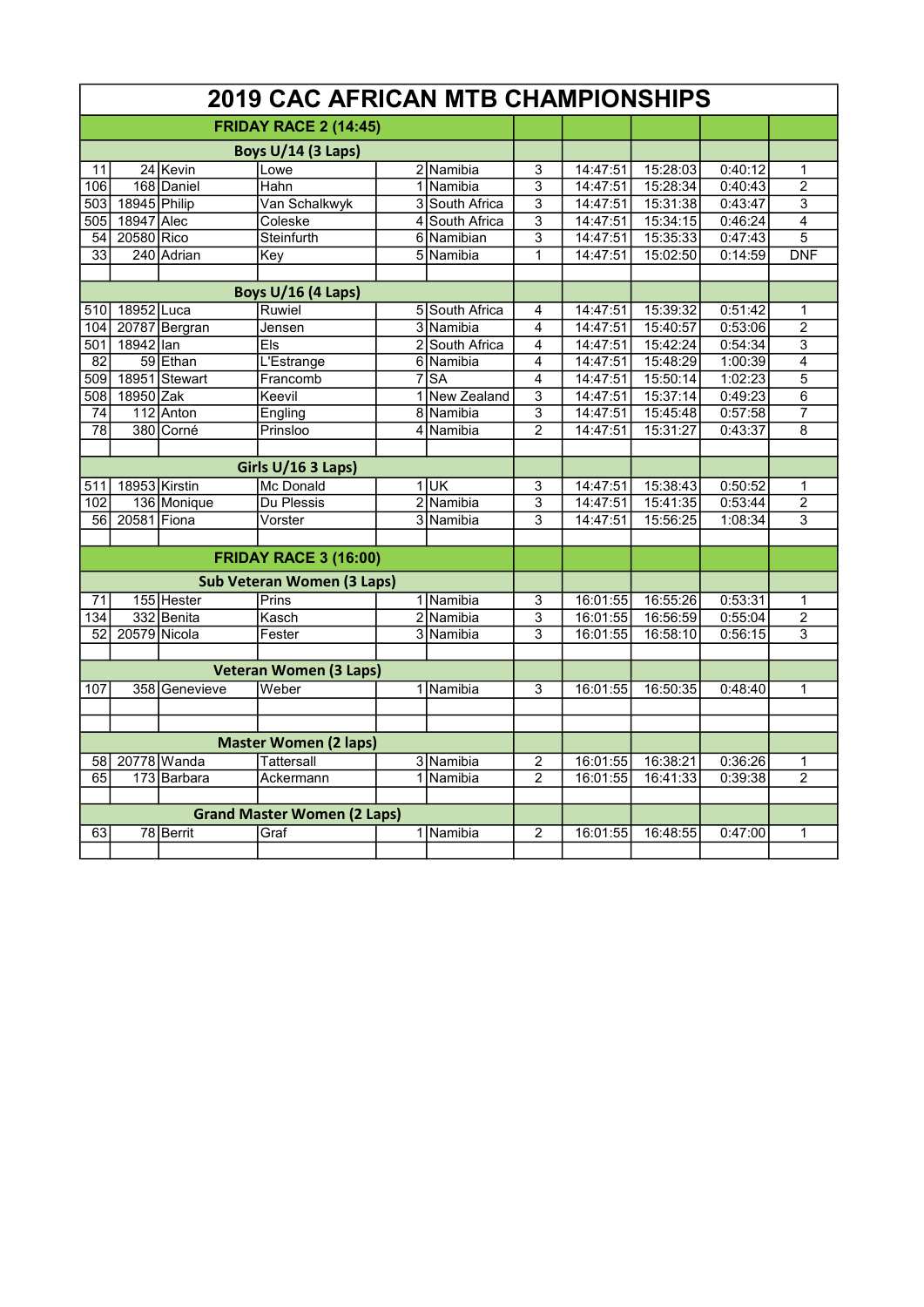# 2019 CAC AFRICAN MTB CHAMPIONSHIPS

| | | | | | | | | | | |
|---|---|---|---|---|---|---|---|---|---|---|
| **FRIDAY RACE 2 (14:45)** | | | | | | | | | | |
| **Boys U/14 (3 Laps)** | | | | | | | | | | |
| 11 | 24 | Kevin | Lowe | 2 | Namibia | 3 | 14:47:51 | 15:28:03 | 0:40:12 | 1 |
| 106 | 168 | Daniel | Hahn | 1 | Namibia | 3 | 14:47:51 | 15:28:34 | 0:40:43 | 2 |
| 503 | 18945 | Philip | Van Schalkwyk | 3 | South Africa | 3 | 14:47:51 | 15:31:38 | 0:43:47 | 3 |
| 505 | 18947 | Alec | Coleske | 4 | South Africa | 3 | 14:47:51 | 15:34:15 | 0:46:24 | 4 |
| 54 | 20580 | Rico | Steinfurth | 6 | Namibian | 3 | 14:47:51 | 15:35:33 | 0:47:43 | 5 |
| 33 | 240 | Adrian | Key | 5 | Namibia | 1 | 14:47:51 | 15:02:50 | 0:14:59 | DNF |
| | | | | | | | | | | |
| **Boys U/16 (4 Laps)** | | | | | | | | | | |
| 510 | 18952 | Luca | Ruwiel | 5 | South Africa | 4 | 14:47:51 | 15:39:32 | 0:51:42 | 1 |
| 104 | 20787 | Bergran | Jensen | 3 | Namibia | 4 | 14:47:51 | 15:40:57 | 0:53:06 | 2 |
| 501 | 18942 | Ian | Els | 2 | South Africa | 4 | 14:47:51 | 15:42:24 | 0:54:34 | 3 |
| 82 | 59 | Ethan | L'Estrange | 6 | Namibia | 4 | 14:47:51 | 15:48:29 | 1:00:39 | 4 |
| 509 | 18951 | Stewart | Francomb | 7 | SA | 4 | 14:47:51 | 15:50:14 | 1:02:23 | 5 |
| 508 | 18950 | Zak | Keevil | 1 | New Zealand | 3 | 14:47:51 | 15:37:14 | 0:49:23 | 6 |
| 74 | 112 | Anton | Engling | 8 | Namibia | 3 | 14:47:51 | 15:45:48 | 0:57:58 | 7 |
| 78 | 380 | Corné | Prinsloo | 4 | Namibia | 2 | 14:47:51 | 15:31:27 | 0:43:37 | 8 |
| | | | | | | | | | | |
| **Girls U/16 3 Laps)** | | | | | | | | | | |
| 511 | 18953 | Kirstin | Mc Donald | 1 | UK | 3 | 14:47:51 | 15:38:43 | 0:50:52 | 1 |
| 102 | 136 | Monique | Du Plessis | 2 | Namibia | 3 | 14:47:51 | 15:41:35 | 0:53:44 | 2 |
| 56 | 20581 | Fiona | Vorster | 3 | Namibia | 3 | 14:47:51 | 15:56:25 | 1:08:34 | 3 |
| | | | | | | | | | | |
| **FRIDAY RACE 3 (16:00)** | | | | | | | | | | |
| **Sub Veteran Women (3 Laps)** | | | | | | | | | | |
| 71 | 155 | Hester | Prins | 1 | Namibia | 3 | 16:01:55 | 16:55:26 | 0:53:31 | 1 |
| 134 | 332 | Benita | Kasch | 2 | Namibia | 3 | 16:01:55 | 16:56:59 | 0:55:04 | 2 |
| 52 | 20579 | Nicola | Fester | 3 | Namibia | 3 | 16:01:55 | 16:58:10 | 0:56:15 | 3 |
| | | | | | | | | | | |
| **Veteran Women (3 Laps)** | | | | | | | | | | |
| 107 | 358 | Genevieve | Weber | 1 | Namibia | 3 | 16:01:55 | 16:50:35 | 0:48:40 | 1 |
| | | | | | | | | | | |
| | | | | | | | | | | |
| **Master Women (2 laps)** | | | | | | | | | | |
| 58 | 20778 | Wanda | Tattersall | 3 | Namibia | 2 | 16:01:55 | 16:38:21 | 0:36:26 | 1 |
| 65 | 173 | Barbara | Ackermann | 1 | Namibia | 2 | 16:01:55 | 16:41:33 | 0:39:38 | 2 |
| | | | | | | | | | | |
| **Grand Master Women (2 Laps)** | | | | | | | | | | |
| 63 | 78 | Berrit | Graf | 1 | Namibia | 2 | 16:01:55 | 16:48:55 | 0:47:00 | 1 |
| | | | | | | | | | | |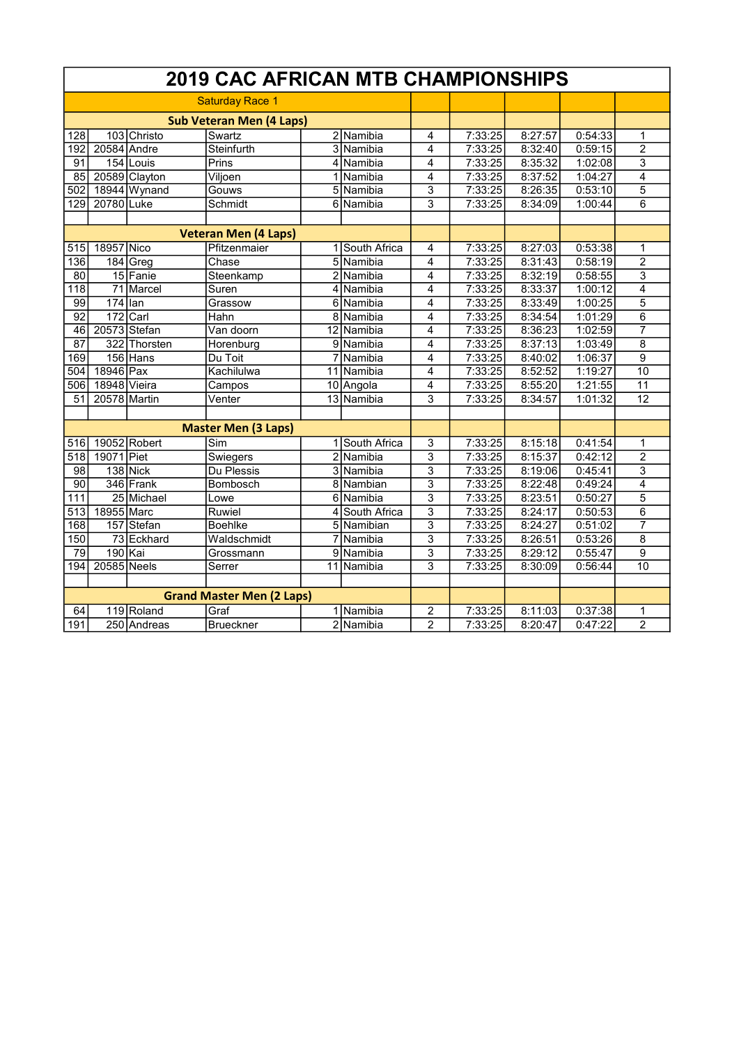# 2019 CAC AFRICAN MTB CHAMPIONSHIPS

| | | | | | | | | | | |
|---|---|---|---|---|---|---|---|---|---|---|
| Saturday Race 1 | | | | | | | | | | |
| **Sub Veteran Men (4 Laps)** | | | | | | | | | | |
| 128 | 103 | Christo | Swartz | 2 | Namibia | 4 | 7:33:25 | 8:27:57 | 0:54:33 | 1 |
| 192 | 20584 | Andre | Steinfurth | 3 | Namibia | 4 | 7:33:25 | 8:32:40 | 0:59:15 | 2 |
| 91 | 154 | Louis | Prins | 4 | Namibia | 4 | 7:33:25 | 8:35:32 | 1:02:08 | 3 |
| 85 | 20589 | Clayton | Viljoen | 1 | Namibia | 4 | 7:33:25 | 8:37:52 | 1:04:27 | 4 |
| 502 | 18944 | Wynand | Gouws | 5 | Namibia | 3 | 7:33:25 | 8:26:35 | 0:53:10 | 5 |
| 129 | 20780 | Luke | Schmidt | 6 | Namibia | 3 | 7:33:25 | 8:34:09 | 1:00:44 | 6 |
| | | | | | | | | | | |
| **Veteran Men (4 Laps)** | | | | | | | | | | |
| 515 | 18957 | Nico | Pfitzenmaier | 1 | South Africa | 4 | 7:33:25 | 8:27:03 | 0:53:38 | 1 |
| 136 | 184 | Greg | Chase | 5 | Namibia | 4 | 7:33:25 | 8:31:43 | 0:58:19 | 2 |
| 80 | 15 | Fanie | Steenkamp | 2 | Namibia | 4 | 7:33:25 | 8:32:19 | 0:58:55 | 3 |
| 118 | 71 | Marcel | Suren | 4 | Namibia | 4 | 7:33:25 | 8:33:37 | 1:00:12 | 4 |
| 99 | 174 | Ian | Grassow | 6 | Namibia | 4 | 7:33:25 | 8:33:49 | 1:00:25 | 5 |
| 92 | 172 | Carl | Hahn | 8 | Namibia | 4 | 7:33:25 | 8:34:54 | 1:01:29 | 6 |
| 46 | 20573 | Stefan | Van doorn | 12 | Namibia | 4 | 7:33:25 | 8:36:23 | 1:02:59 | 7 |
| 87 | 322 | Thorsten | Horenburg | 9 | Namibia | 4 | 7:33:25 | 8:37:13 | 1:03:49 | 8 |
| 169 | 156 | Hans | Du Toit | 7 | Namibia | 4 | 7:33:25 | 8:40:02 | 1:06:37 | 9 |
| 504 | 18946 | Pax | Kachilulwa | 11 | Namibia | 4 | 7:33:25 | 8:52:52 | 1:19:27 | 10 |
| 506 | 18948 | Vieira | Campos | 10 | Angola | 4 | 7:33:25 | 8:55:20 | 1:21:55 | 11 |
| 51 | 20578 | Martin | Venter | 13 | Namibia | 3 | 7:33:25 | 8:34:57 | 1:01:32 | 12 |
| | | | | | | | | | | |
| **Master Men (3 Laps)** | | | | | | | | | | |
| 516 | 19052 | Robert | Sim | 1 | South Africa | 3 | 7:33:25 | 8:15:18 | 0:41:54 | 1 |
| 518 | 19071 | Piet | Swiegers | 2 | Namibia | 3 | 7:33:25 | 8:15:37 | 0:42:12 | 2 |
| 98 | 138 | Nick | Du Plessis | 3 | Namibia | 3 | 7:33:25 | 8:19:06 | 0:45:41 | 3 |
| 90 | 346 | Frank | Bombosch | 8 | Nambian | 3 | 7:33:25 | 8:22:48 | 0:49:24 | 4 |
| 111 | 25 | Michael | Lowe | 6 | Namibia | 3 | 7:33:25 | 8:23:51 | 0:50:27 | 5 |
| 513 | 18955 | Marc | Ruwiel | 4 | South Africa | 3 | 7:33:25 | 8:24:17 | 0:50:53 | 6 |
| 168 | 157 | Stefan | Boehlke | 5 | Namibian | 3 | 7:33:25 | 8:24:27 | 0:51:02 | 7 |
| 150 | 73 | Eckhard | Waldschmidt | 7 | Namibia | 3 | 7:33:25 | 8:26:51 | 0:53:26 | 8 |
| 79 | 190 | Kai | Grossmann | 9 | Namibia | 3 | 7:33:25 | 8:29:12 | 0:55:47 | 9 |
| 194 | 20585 | Neels | Serrer | 11 | Namibia | 3 | 7:33:25 | 8:30:09 | 0:56:44 | 10 |
| | | | | | | | | | | |
| **Grand Master Men (2 Laps)** | | | | | | | | | | |
| 64 | 119 | Roland | Graf | 1 | Namibia | 2 | 7:33:25 | 8:11:03 | 0:37:38 | 1 |
| 191 | 250 | Andreas | Brueckner | 2 | Namibia | 2 | 7:33:25 | 8:20:47 | 0:47:22 | 2 |